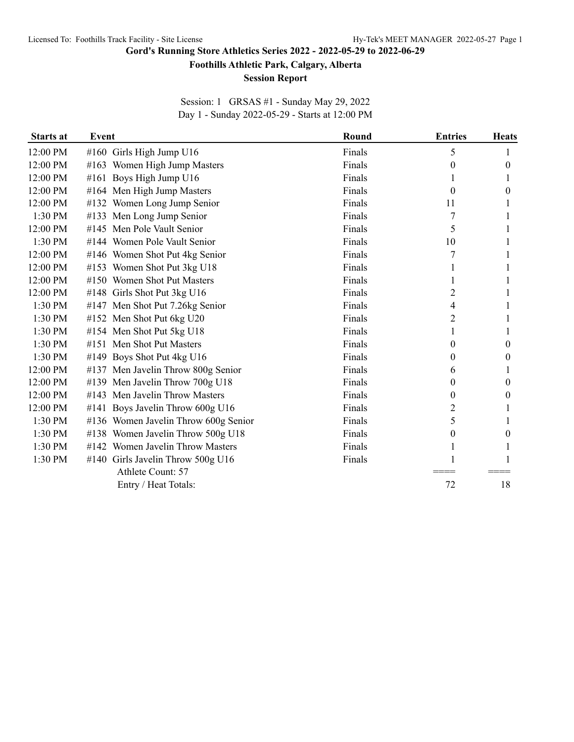# Gord's Running Store Athletics Series 2022 - 2022-05-29 to 2022-06-29

## Foothills Athletic Park, Calgary, Alberta

### Session Report

Session: 1 GRSAS #1 - Sunday May 29, 2022
Day 1 - Sunday 2022-05-29 - Starts at 12:00 PM

| Starts at | Event | Round | Entries | Heats |
|---|---|---|---|---|
| 12:00 PM | #160 Girls High Jump U16 | Finals | 5 | 1 |
| 12:00 PM | #163 Women High Jump Masters | Finals | 0 | 0 |
| 12:00 PM | #161 Boys High Jump U16 | Finals | 1 | 1 |
| 12:00 PM | #164 Men High Jump Masters | Finals | 0 | 0 |
| 12:00 PM | #132 Women Long Jump Senior | Finals | 11 | 1 |
| 1:30 PM | #133 Men Long Jump Senior | Finals | 7 | 1 |
| 12:00 PM | #145 Men Pole Vault Senior | Finals | 5 | 1 |
| 1:30 PM | #144 Women Pole Vault Senior | Finals | 10 | 1 |
| 12:00 PM | #146 Women Shot Put 4kg Senior | Finals | 7 | 1 |
| 12:00 PM | #153 Women Shot Put 3kg U18 | Finals | 1 | 1 |
| 12:00 PM | #150 Women Shot Put Masters | Finals | 1 | 1 |
| 12:00 PM | #148 Girls Shot Put 3kg U16 | Finals | 2 | 1 |
| 1:30 PM | #147 Men Shot Put 7.26kg Senior | Finals | 4 | 1 |
| 1:30 PM | #152 Men Shot Put 6kg U20 | Finals | 2 | 1 |
| 1:30 PM | #154 Men Shot Put 5kg U18 | Finals | 1 | 1 |
| 1:30 PM | #151 Men Shot Put Masters | Finals | 0 | 0 |
| 1:30 PM | #149 Boys Shot Put 4kg U16 | Finals | 0 | 0 |
| 12:00 PM | #137 Men Javelin Throw 800g Senior | Finals | 6 | 1 |
| 12:00 PM | #139 Men Javelin Throw 700g U18 | Finals | 0 | 0 |
| 12:00 PM | #143 Men Javelin Throw Masters | Finals | 0 | 0 |
| 12:00 PM | #141 Boys Javelin Throw 600g U16 | Finals | 2 | 1 |
| 1:30 PM | #136 Women Javelin Throw 600g Senior | Finals | 5 | 1 |
| 1:30 PM | #138 Women Javelin Throw 500g U18 | Finals | 0 | 0 |
| 1:30 PM | #142 Women Javelin Throw Masters | Finals | 1 | 1 |
| 1:30 PM | #140 Girls Javelin Throw 500g U16 | Finals | 1 | 1 |
| | Athlete Count: 57 | | ==== | ==== |
| | Entry / Heat Totals: | | 72 | 18 |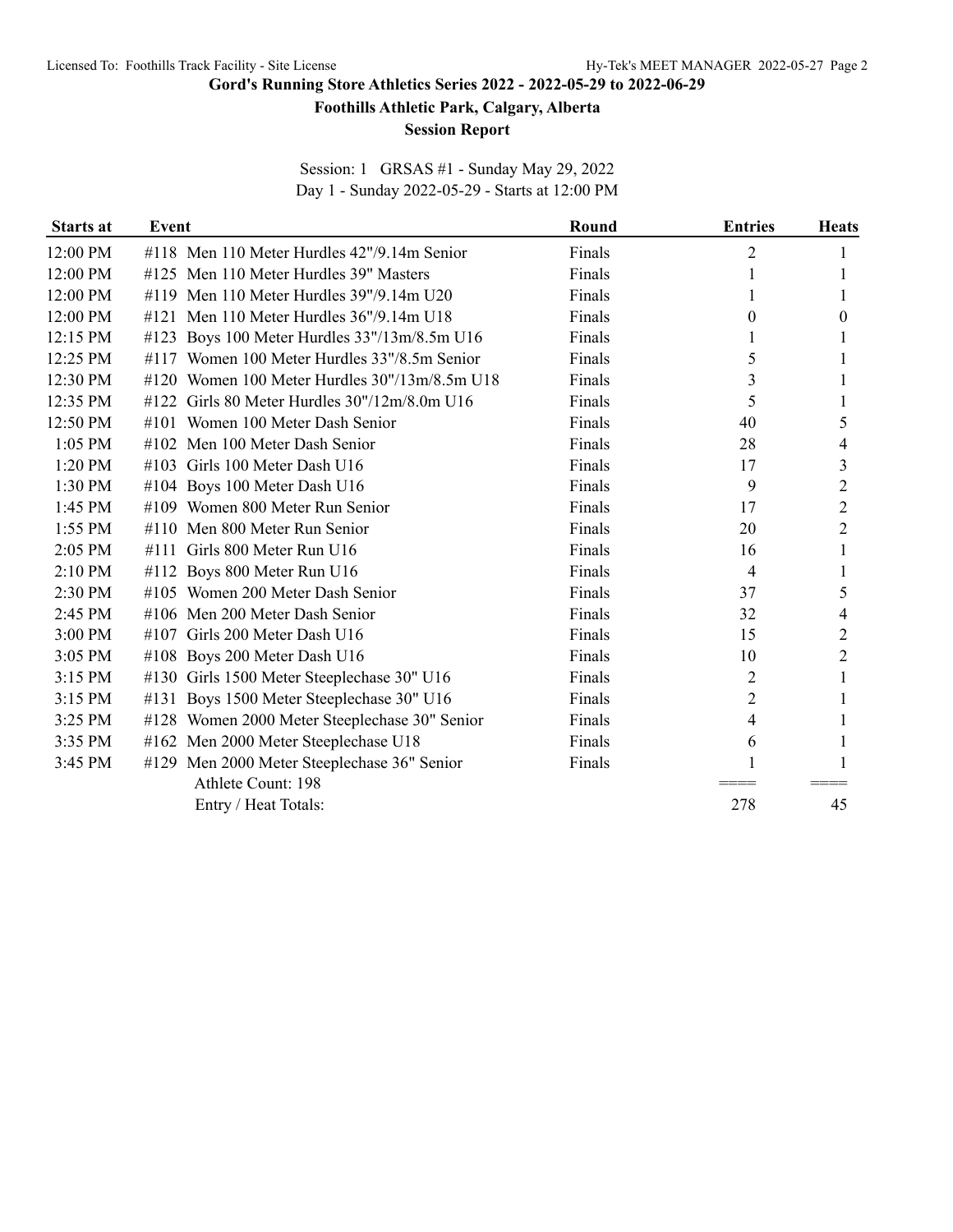# Gord's Running Store Athletics Series 2022 - 2022-05-29 to 2022-06-29

## Foothills Athletic Park, Calgary, Alberta

## Session Report

Session: 1 GRSAS #1 - Sunday May 29, 2022
Day 1 - Sunday 2022-05-29 - Starts at 12:00 PM

| Starts at | Event | Round | Entries | Heats |
|---|---|---|---|---|
| 12:00 PM | #118 Men 110 Meter Hurdles 42"/9.14m Senior | Finals | 2 | 1 |
| 12:00 PM | #125 Men 110 Meter Hurdles 39" Masters | Finals | 1 | 1 |
| 12:00 PM | #119 Men 110 Meter Hurdles 39"/9.14m U20 | Finals | 1 | 1 |
| 12:00 PM | #121 Men 110 Meter Hurdles 36"/9.14m U18 | Finals | 0 | 0 |
| 12:15 PM | #123 Boys 100 Meter Hurdles 33"/13m/8.5m U16 | Finals | 1 | 1 |
| 12:25 PM | #117 Women 100 Meter Hurdles 33"/8.5m Senior | Finals | 5 | 1 |
| 12:30 PM | #120 Women 100 Meter Hurdles 30"/13m/8.5m U18 | Finals | 3 | 1 |
| 12:35 PM | #122 Girls 80 Meter Hurdles 30"/12m/8.0m U16 | Finals | 5 | 1 |
| 12:50 PM | #101 Women 100 Meter Dash Senior | Finals | 40 | 5 |
| 1:05 PM | #102 Men 100 Meter Dash Senior | Finals | 28 | 4 |
| 1:20 PM | #103 Girls 100 Meter Dash U16 | Finals | 17 | 3 |
| 1:30 PM | #104 Boys 100 Meter Dash U16 | Finals | 9 | 2 |
| 1:45 PM | #109 Women 800 Meter Run Senior | Finals | 17 | 2 |
| 1:55 PM | #110 Men 800 Meter Run Senior | Finals | 20 | 2 |
| 2:05 PM | #111 Girls 800 Meter Run U16 | Finals | 16 | 1 |
| 2:10 PM | #112 Boys 800 Meter Run U16 | Finals | 4 | 1 |
| 2:30 PM | #105 Women 200 Meter Dash Senior | Finals | 37 | 5 |
| 2:45 PM | #106 Men 200 Meter Dash Senior | Finals | 32 | 4 |
| 3:00 PM | #107 Girls 200 Meter Dash U16 | Finals | 15 | 2 |
| 3:05 PM | #108 Boys 200 Meter Dash U16 | Finals | 10 | 2 |
| 3:15 PM | #130 Girls 1500 Meter Steeplechase 30" U16 | Finals | 2 | 1 |
| 3:15 PM | #131 Boys 1500 Meter Steeplechase 30" U16 | Finals | 2 | 1 |
| 3:25 PM | #128 Women 2000 Meter Steeplechase 30" Senior | Finals | 4 | 1 |
| 3:35 PM | #162 Men 2000 Meter Steeplechase U18 | Finals | 6 | 1 |
| 3:45 PM | #129 Men 2000 Meter Steeplechase 36" Senior | Finals | 1 | 1 |
| | Athlete Count: 198 | | ==== | ==== |
| | Entry / Heat Totals: | | 278 | 45 |